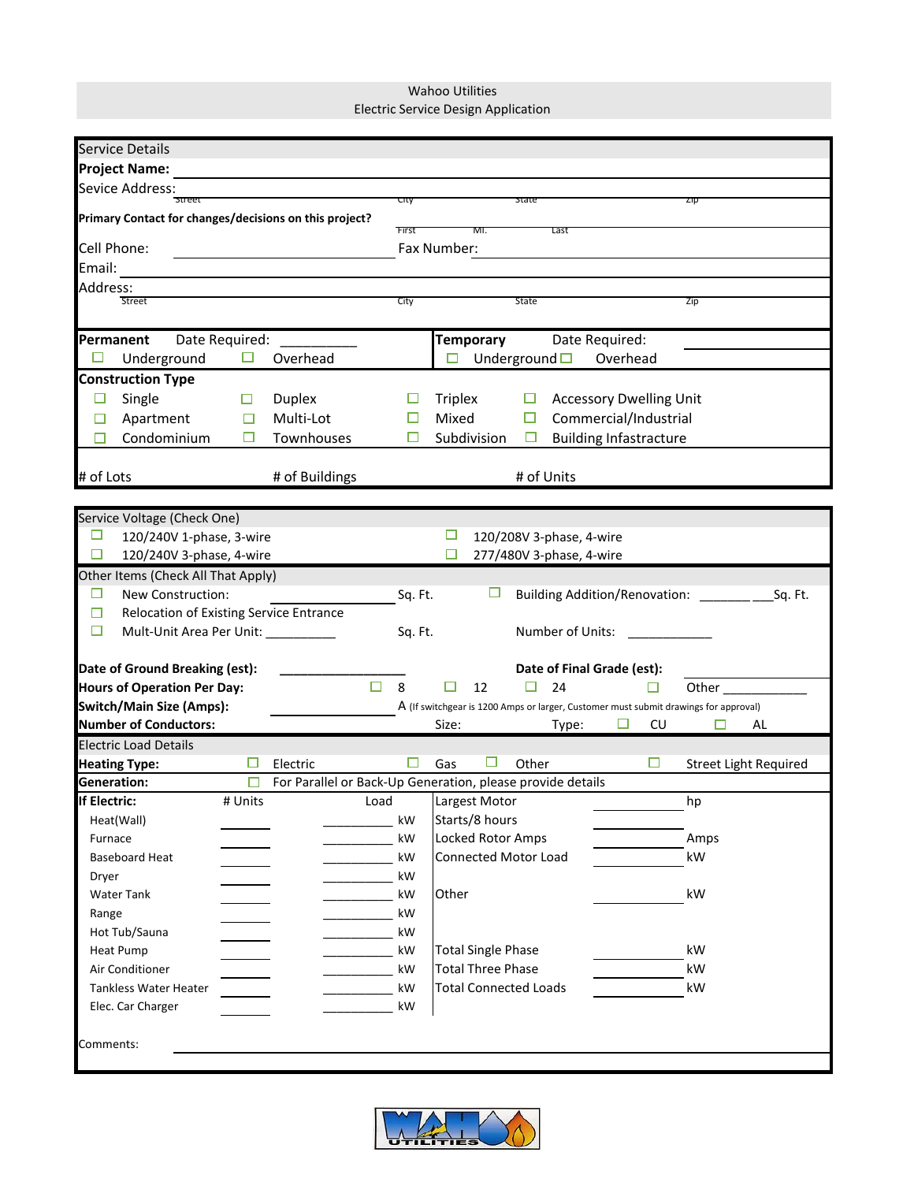# Wahoo Utilities
## Electric Service Design Application

### Service Details

**Project Name:** ____________________

Sevice Address: ____________________
Street | City | State | Zip

**Primary Contact for changes/decisions on this project?**
First | MI. | Last

Cell Phone: ____________________ Fax Number: ____________________

Email: ____________________

Address: ____________________
Street | City | State | Zip

**Permanent** Date Required: __________
☐ Underground ☐ Overhead

**Temporary** Date Required: __________
☐ Underground ☐ Overhead

**Construction Type**

| | | | |
|---|---|---|---|
| ☐ Single | ☐ Duplex | ☐ Triplex | ☐ Accessory Dwelling Unit |
| ☐ Apartment | ☐ Multi-Lot | ☐ Mixed | ☐ Commercial/Industrial |
| ☐ Condominium | ☐ Townhouses | ☐ Subdivision | ☐ Building Infastracture |

\# of Lots ______ # of Buildings ______ # of Units ______

### Service Voltage (Check One)

| | |
|---|---|
| ☐ 120/240V 1-phase, 3-wire | ☐ 120/208V 3-phase, 4-wire |
| ☐ 120/240V 3-phase, 4-wire | ☐ 277/480V 3-phase, 4-wire |

### Other Items (Check All That Apply)

☐ New Construction: __________ Sq. Ft. ☐ Building Addition/Renovation: __________ Sq. Ft.

☐ Relocation of Existing Service Entrance

☐ Mult-Unit Area Per Unit: __________ Sq. Ft. Number of Units: __________

**Date of Ground Breaking (est):** __________ **Date of Final Grade (est):** __________

**Hours of Operation Per Day:** ☐ 8 ☐ 12 ☐ 24 ☐ Other __________

**Switch/Main Size (Amps):** __________ A (If switchgear is 1200 Amps or larger, Customer must submit drawings for approval)

**Number of Conductors:** __________ Size: __________ Type: ☐ CU ☐ AL

### Electric Load Details

**Heating Type:** ☐ Electric ☐ Gas ☐ Other ☐ Street Light Required

**Generation:** ☐ For Parallel or Back-Up Generation, please provide details

| **If Electric:** | # Units | Load | | | | |
|---|---|---|---|---|---|---|
| Heat(Wall) | ______ | ______ | kW | Largest Motor | ______ | hp |
| Furnace | ______ | ______ | kW | Starts/8 hours | ______ | |
| Baseboard Heat | ______ | ______ | kW | Locked Rotor Amps | ______ | Amps |
| Dryer | ______ | ______ | kW | Connected Motor Load | ______ | kW |
| Water Tank | ______ | ______ | kW | Other | ______ | kW |
| Range | ______ | ______ | kW | | | |
| Hot Tub/Sauna | ______ | ______ | kW | | | |
| Heat Pump | ______ | ______ | kW | Total Single Phase | ______ | kW |
| Air Conditioner | ______ | ______ | kW | Total Three Phase | ______ | kW |
| Tankless Water Heater | ______ | ______ | kW | Total Connected Loads | ______ | kW |
| Elec. Car Charger | ______ | ______ | kW | | | |

Comments: ____________________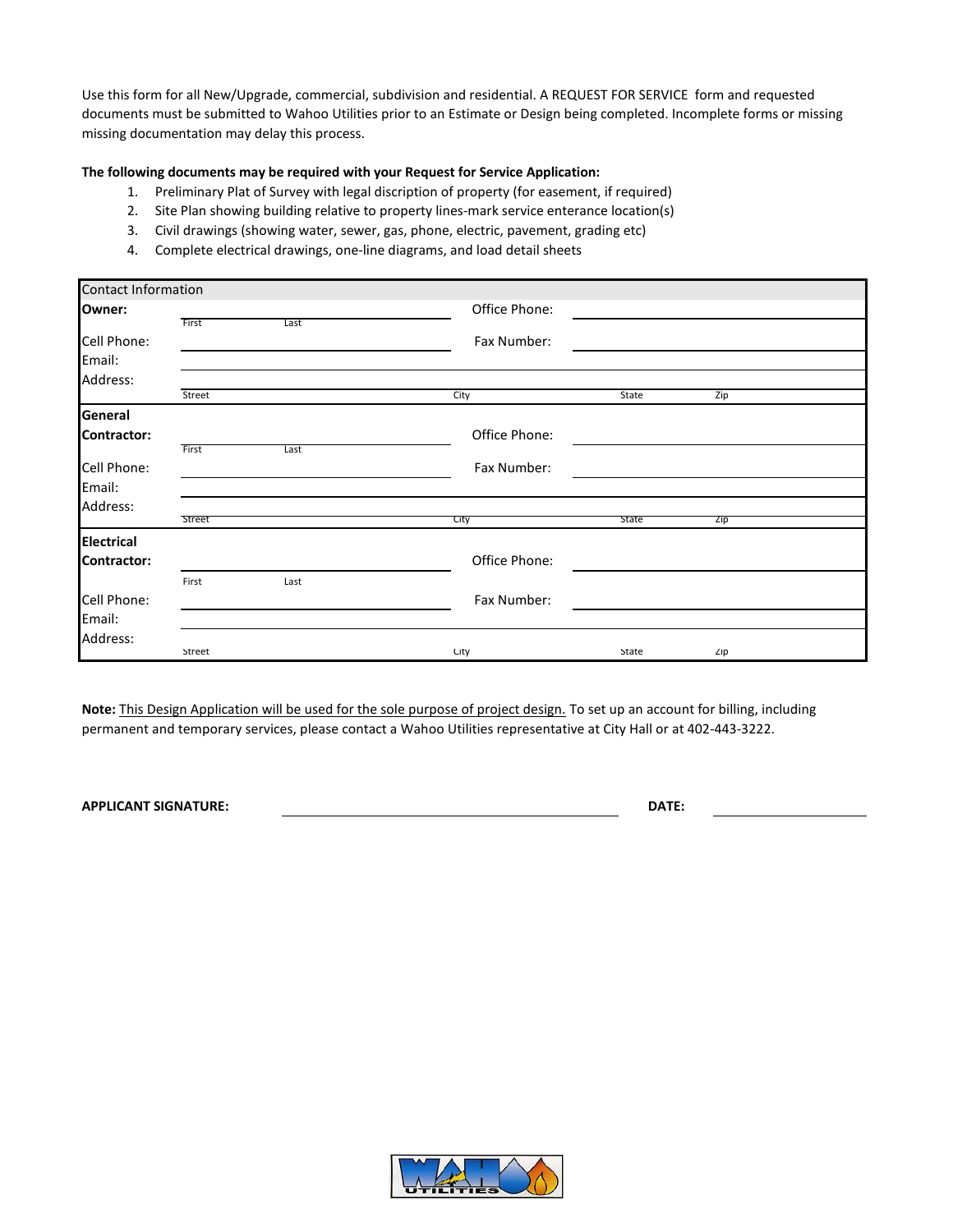Use this form for all New/Upgrade, commercial, subdivision and residential. A REQUEST FOR SERVICE form and requested documents must be submitted to Wahoo Utilities prior to an Estimate or Design being completed. Incomplete forms or missing missing documentation may delay this process.

**The following documents may be required with your Request for Service Application:**

1. Preliminary Plat of Survey with legal discription of property (for easement, if required)
2. Site Plan showing building relative to property lines-mark service enterance location(s)
3. Civil drawings (showing water, sewer, gas, phone, electric, pavement, grading etc)
4. Complete electrical drawings, one-line diagrams, and load detail sheets

| Contact Information | | | | | |
|---|---|---|---|---|---|
| **Owner:** | First | Last | Office Phone: | | |
| Cell Phone: | | | Fax Number: | | |
| Email: | | | | | |
| Address: | Street | | City | State | Zip |
| **General Contractor:** | First | Last | Office Phone: | | |
| Cell Phone: | | | Fax Number: | | |
| Email: | | | | | |
| Address: | Street | | City | State | Zip |
| **Electrical Contractor:** | First | Last | Office Phone: | | |
| Cell Phone: | | | Fax Number: | | |
| Email: | | | | | |
| Address: | Street | | City | State | Zip |

**Note:** This Design Application will be used for the sole purpose of project design. To set up an account for billing, including permanent and temporary services, please contact a Wahoo Utilities representative at City Hall or at 402-443-3222.

**APPLICANT SIGNATURE:** ______________________ **DATE:** __________

WAHOO UTILITIES